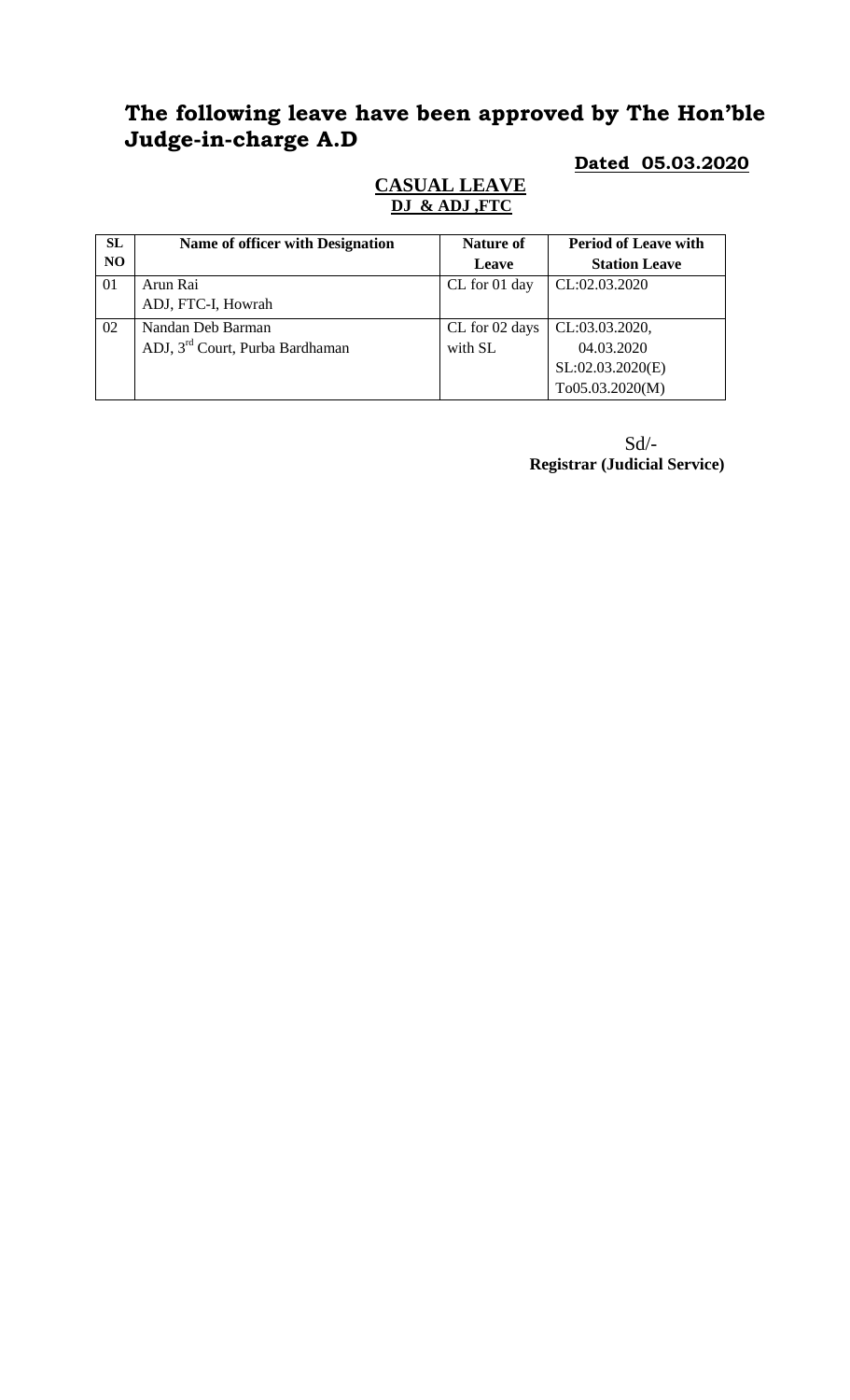# The following leave have been approved by The Hon'ble Judge-in-charge A.D

**Dated 05.03.2020**

**CASUAL LEAVE**
**DJ & ADJ ,FTC**

| SL NO | Name of officer with Designation | Nature of Leave | Period of Leave with Station Leave |
|---|---|---|---|
| 01 | Arun Rai<br>ADJ, FTC-I, Howrah | CL for 01 day | CL:02.03.2020 |
| 02 | Nandan Deb Barman<br>ADJ, 3rd Court, Purba Bardhaman | CL for 02 days with SL | CL:03.03.2020, 04.03.2020<br>SL:02.03.2020(E)<br>To05.03.2020(M) |

Sd/-
**Registrar (Judicial Service)**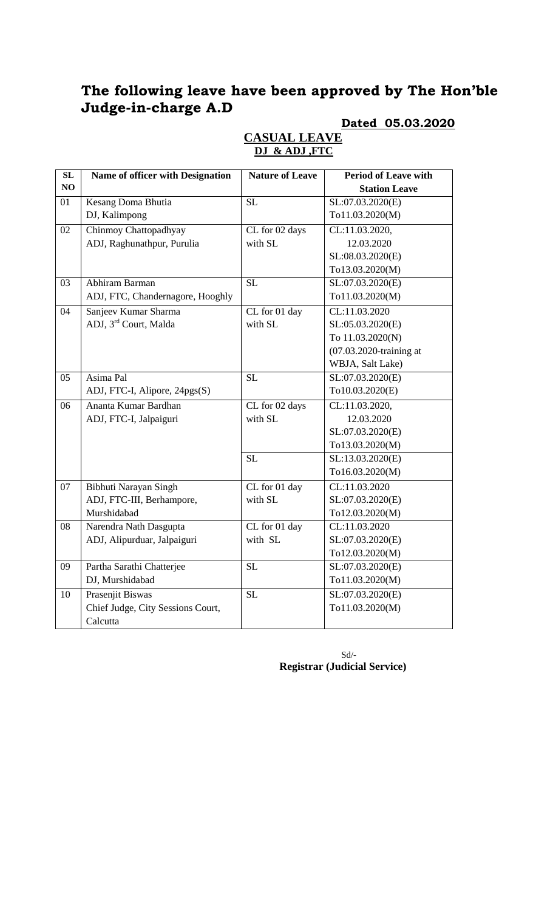## The following leave have been approved by The Hon'ble Judge-in-charge A.D

**Dated 05.03.2020**

**CASUAL LEAVE**
**DJ & ADJ ,FTC**

| SL NO | Name of officer with Designation | Nature of Leave | Period of Leave with Station Leave |
|---|---|---|---|
| 01 | Kesang Doma Bhutia<br>DJ, Kalimpong | SL | SL:07.03.2020(E)<br>To11.03.2020(M) |
| 02 | Chinmoy Chattopadhyay<br>ADJ, Raghunathpur, Purulia | CL for 02 days with SL | CL:11.03.2020, 12.03.2020<br>SL:08.03.2020(E)<br>To13.03.2020(M) |
| 03 | Abhiram Barman<br>ADJ, FTC, Chandernagore, Hooghly | SL | SL:07.03.2020(E)<br>To11.03.2020(M) |
| 04 | Sanjeev Kumar Sharma<br>ADJ, 3rd Court, Malda | CL for 01 day with SL | CL:11.03.2020<br>SL:05.03.2020(E)<br>To 11.03.2020(N)<br>(07.03.2020-training at WBJA, Salt Lake) |
| 05 | Asima Pal<br>ADJ, FTC-I, Alipore, 24pgs(S) | SL | SL:07.03.2020(E)<br>To10.03.2020(E) |
| 06 | Ananta Kumar Bardhan<br>ADJ, FTC-I, Jalpaiguri | CL for 02 days with SL | CL:11.03.2020, 12.03.2020<br>SL:07.03.2020(E)<br>To13.03.2020(M) |
| | | SL | SL:13.03.2020(E)<br>To16.03.2020(M) |
| 07 | Bibhuti Narayan Singh<br>ADJ, FTC-III, Berhampore, Murshidabad | CL for 01 day with SL | CL:11.03.2020<br>SL:07.03.2020(E)<br>To12.03.2020(M) |
| 08 | Narendra Nath Dasgupta<br>ADJ, Alipurduar, Jalpaiguri | CL for 01 day with SL | CL:11.03.2020<br>SL:07.03.2020(E)<br>To12.03.2020(M) |
| 09 | Partha Sarathi Chatterjee<br>DJ, Murshidabad | SL | SL:07.03.2020(E)<br>To11.03.2020(M) |
| 10 | Prasenjit Biswas<br>Chief Judge, City Sessions Court, Calcutta | SL | SL:07.03.2020(E)<br>To11.03.2020(M) |

Sd/-
**Registrar (Judicial Service)**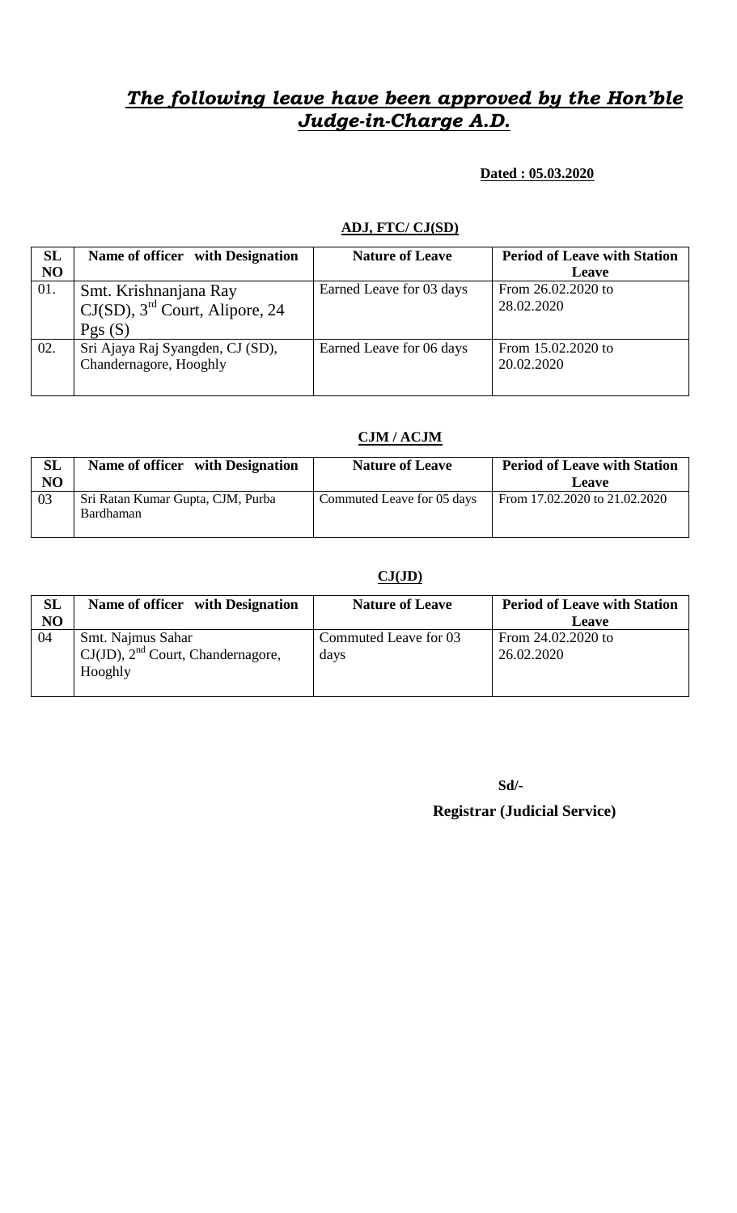# *The following leave have been approved by the Hon'ble Judge-in-Charge A.D.*

**Dated : 05.03.2020**

**ADJ, FTC/ CJ(SD)**

| SL NO | Name of officer with Designation | Nature of Leave | Period of Leave with Station Leave |
|---|---|---|---|
| 01. | Smt. Krishnanjana Ray CJ(SD), 3rd Court, Alipore, 24 Pgs (S) | Earned Leave for 03 days | From 26.02.2020 to 28.02.2020 |
| 02. | Sri Ajaya Raj Syangden, CJ (SD), Chandernagore, Hooghly | Earned Leave for 06 days | From 15.02.2020 to 20.02.2020 |

**CJM / ACJM**

| SL NO | Name of officer with Designation | Nature of Leave | Period of Leave with Station Leave |
|---|---|---|---|
| 03 | Sri Ratan Kumar Gupta, CJM, Purba Bardhaman | Commuted Leave for 05 days | From 17.02.2020 to 21.02.2020 |

**CJ(JD)**

| SL NO | Name of officer with Designation | Nature of Leave | Period of Leave with Station Leave |
|---|---|---|---|
| 04 | Smt. Najmus Sahar CJ(JD), 2nd Court, Chandernagore, Hooghly | Commuted Leave for 03 days | From 24.02.2020 to 26.02.2020 |

**Sd/-**

**Registrar (Judicial Service)**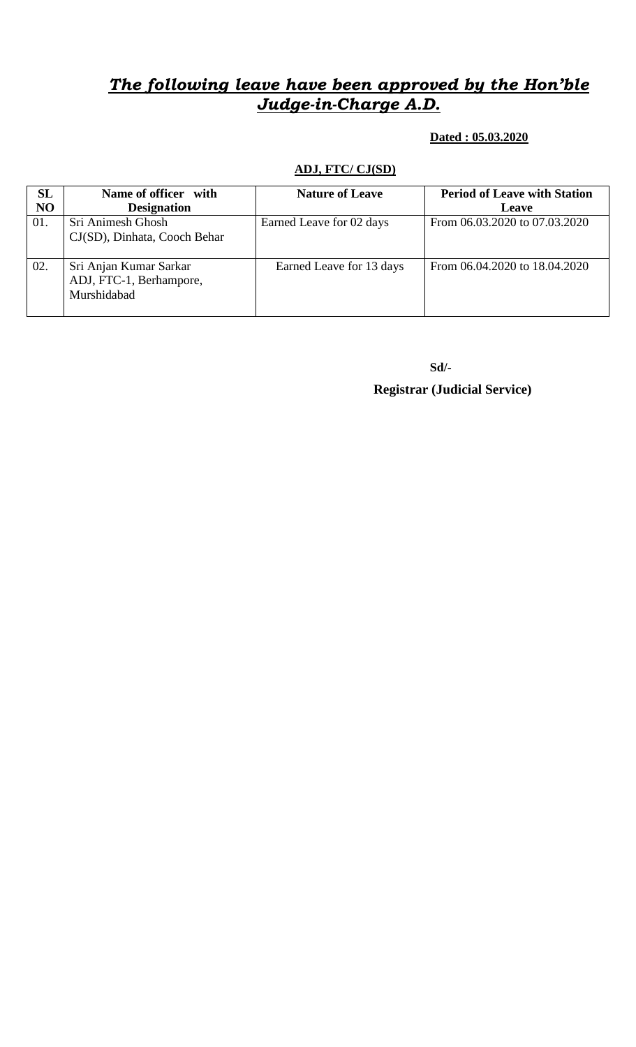# ***The following leave have been approved by the Hon'ble Judge-in-Charge A.D.***

**Dated : 05.03.2020**

**ADJ, FTC/ CJ(SD)**

| SL NO | Name of officer with Designation | Nature of Leave | Period of Leave with Station Leave |
|---|---|---|---|
| 01. | Sri Animesh Ghosh<br>CJ(SD), Dinhata, Cooch Behar | Earned Leave for 02 days | From 06.03.2020 to 07.03.2020 |
| 02. | Sri Anjan Kumar Sarkar<br>ADJ, FTC-1, Berhampore, Murshidabad | Earned Leave for 13 days | From 06.04.2020 to 18.04.2020 |

**Sd/-**

**Registrar (Judicial Service)**